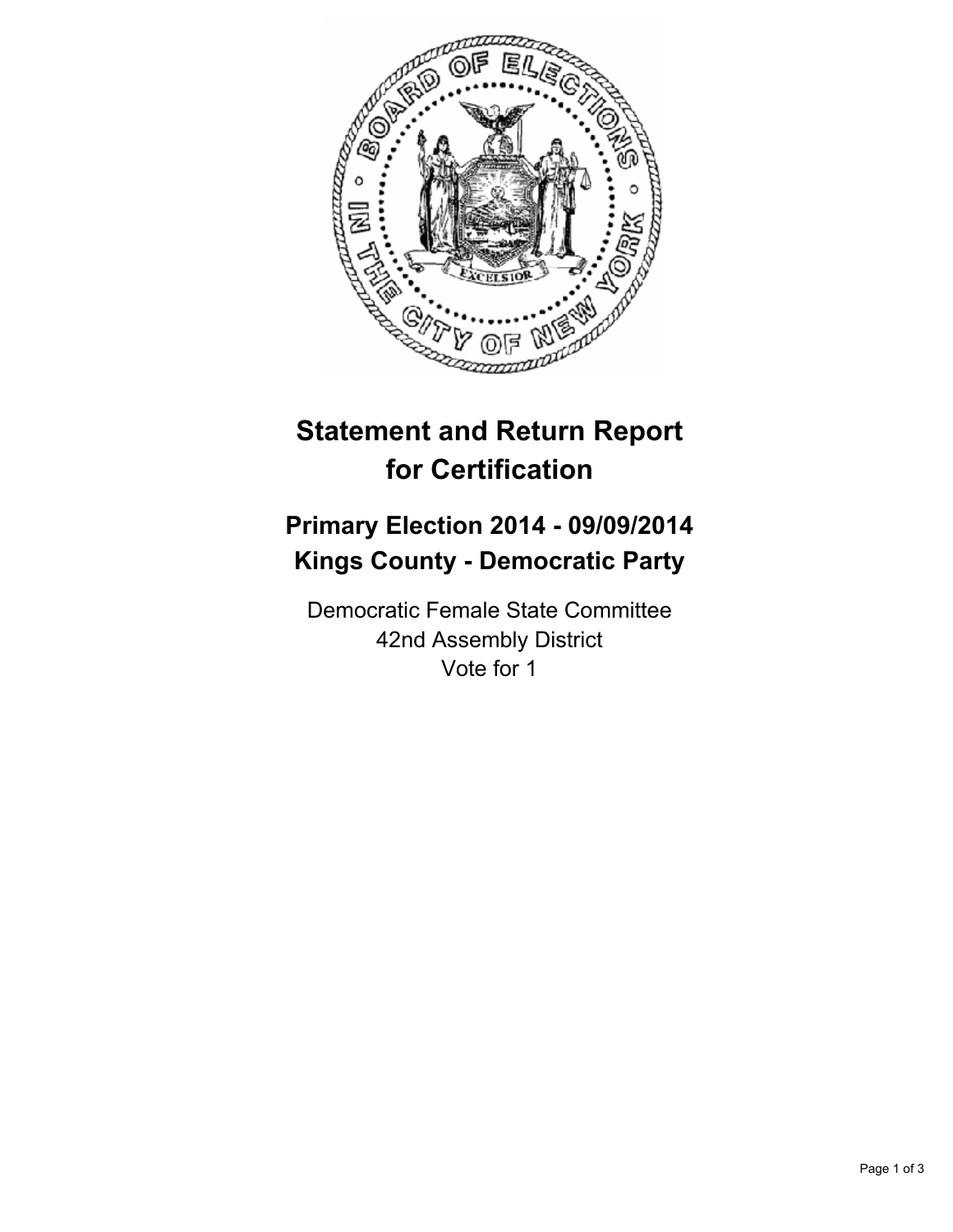# Statement and Return Report for Certification

## Primary Election 2014 - 09/09/2014
## Kings County - Democratic Party

Democratic Female State Committee
42nd Assembly District
Vote for 1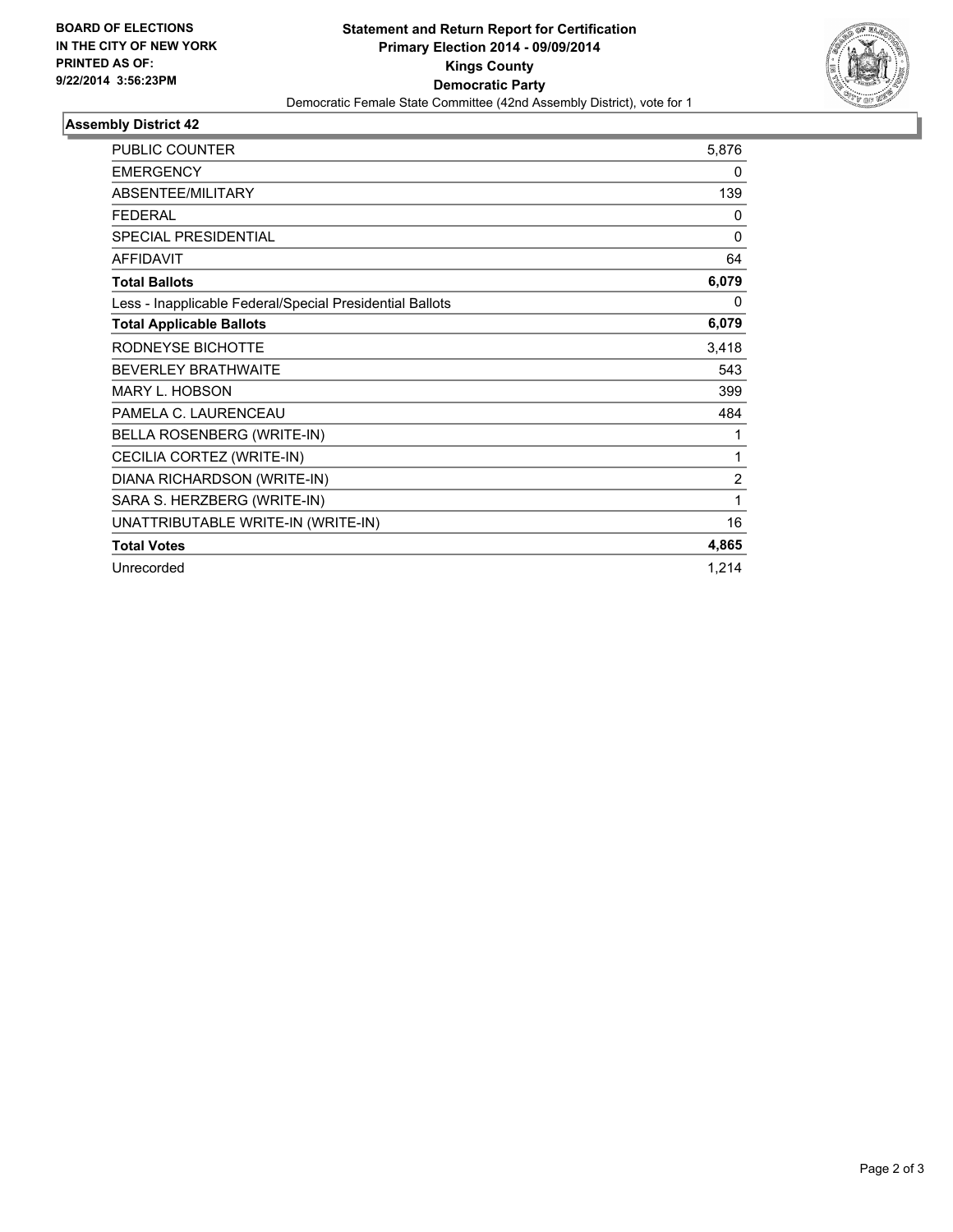**BOARD OF ELECTIONS IN THE CITY OF NEW YORK PRINTED AS OF: 9/22/2014 3:56:23PM**

**Statement and Return Report for Certification**
**Primary Election 2014 - 09/09/2014**
**Kings County**
**Democratic Party**
Democratic Female State Committee (42nd Assembly District), vote for 1

### Assembly District 42

| | |
|---|---|
| PUBLIC COUNTER | 5,876 |
| EMERGENCY | 0 |
| ABSENTEE/MILITARY | 139 |
| FEDERAL | 0 |
| SPECIAL PRESIDENTIAL | 0 |
| AFFIDAVIT | 64 |
| **Total Ballots** | **6,079** |
| Less - Inapplicable Federal/Special Presidential Ballots | 0 |
| **Total Applicable Ballots** | **6,079** |
| RODNEYSE BICHOTTE | 3,418 |
| BEVERLEY BRATHWAITE | 543 |
| MARY L. HOBSON | 399 |
| PAMELA C. LAURENCEAU | 484 |
| BELLA ROSENBERG (WRITE-IN) | 1 |
| CECILIA CORTEZ (WRITE-IN) | 1 |
| DIANA RICHARDSON (WRITE-IN) | 2 |
| SARA S. HERZBERG (WRITE-IN) | 1 |
| UNATTRIBUTABLE WRITE-IN (WRITE-IN) | 16 |
| **Total Votes** | **4,865** |
| Unrecorded | 1,214 |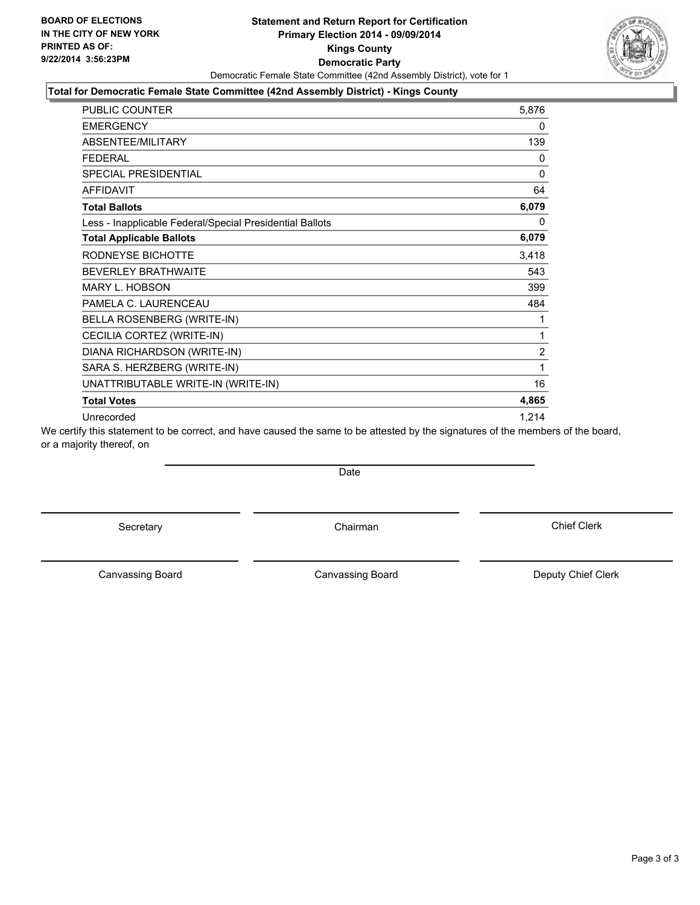**BOARD OF ELECTIONS IN THE CITY OF NEW YORK PRINTED AS OF: 9/22/2014 3:56:23PM**

# Statement and Return Report for Certification
## Primary Election 2014 - 09/09/2014
## Kings County
## Democratic Party

Democratic Female State Committee (42nd Assembly District), vote for 1

### Total for Democratic Female State Committee (42nd Assembly District) - Kings County

| | |
|---|---|
| PUBLIC COUNTER | 5,876 |
| EMERGENCY | 0 |
| ABSENTEE/MILITARY | 139 |
| FEDERAL | 0 |
| SPECIAL PRESIDENTIAL | 0 |
| AFFIDAVIT | 64 |
| **Total Ballots** | **6,079** |
| Less - Inapplicable Federal/Special Presidential Ballots | 0 |
| **Total Applicable Ballots** | **6,079** |
| RODNEYSE BICHOTTE | 3,418 |
| BEVERLEY BRATHWAITE | 543 |
| MARY L. HOBSON | 399 |
| PAMELA C. LAURENCEAU | 484 |
| BELLA ROSENBERG (WRITE-IN) | 1 |
| CECILIA CORTEZ (WRITE-IN) | 1 |
| DIANA RICHARDSON (WRITE-IN) | 2 |
| SARA S. HERZBERG (WRITE-IN) | 1 |
| UNATTRIBUTABLE WRITE-IN (WRITE-IN) | 16 |
| **Total Votes** | **4,865** |
| Unrecorded | 1,214 |

We certify this statement to be correct, and have caused the same to be attested by the signatures of the members of the board, or a majority thereof, on

Date

Secretary | Chairman | Chief Clerk

Canvassing Board | Canvassing Board | Deputy Chief Clerk